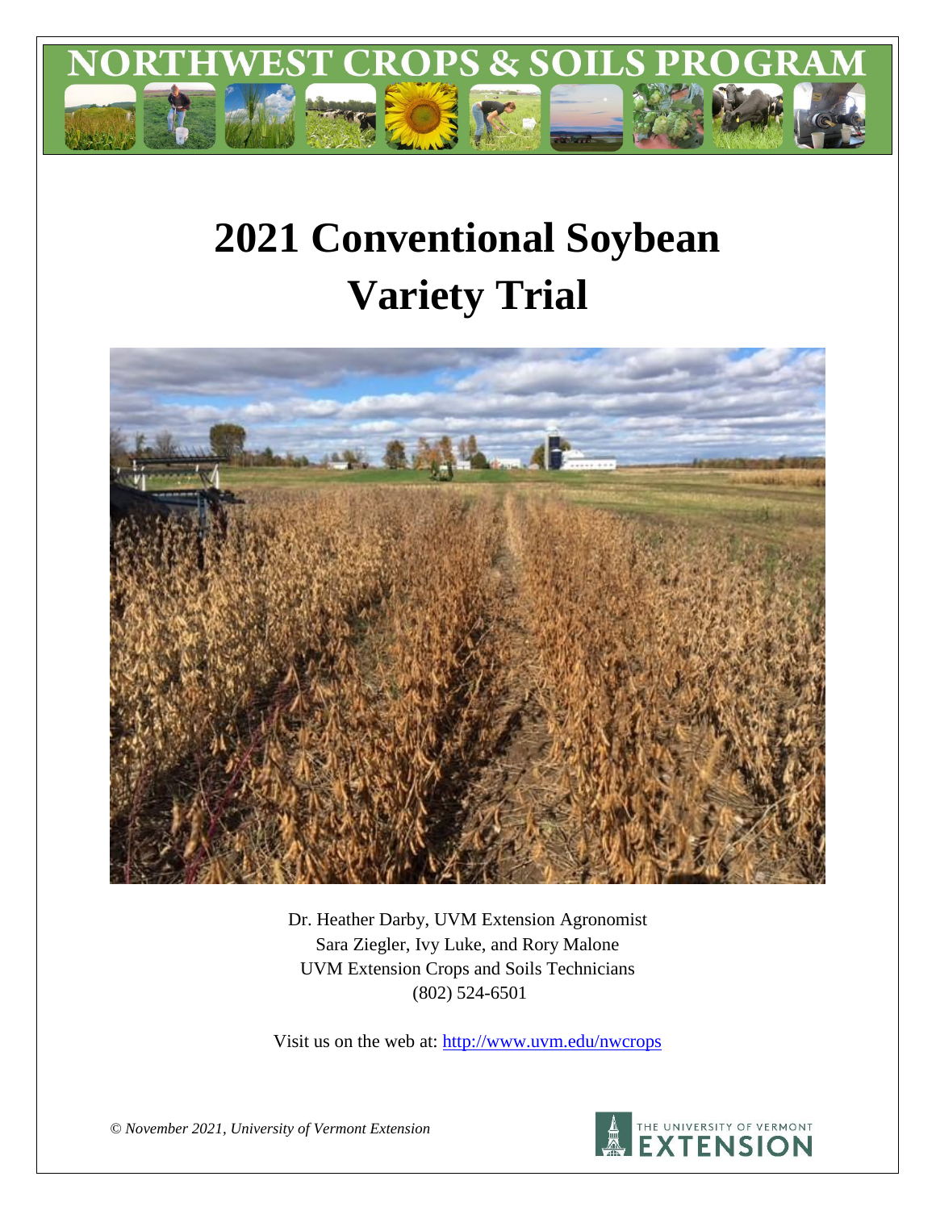# NORTHWEST CROPS & SOILS PROGRAM

# 2021 Conventional Soybean Variety Trial

Dr. Heather Darby, UVM Extension Agronomist
Sara Ziegler, Ivy Luke, and Rory Malone
UVM Extension Crops and Soils Technicians
(802) 524-6501

Visit us on the web at: http://www.uvm.edu/nwcrops

*© November 2021, University of Vermont Extension*

THE UNIVERSITY OF VERMONT EXTENSION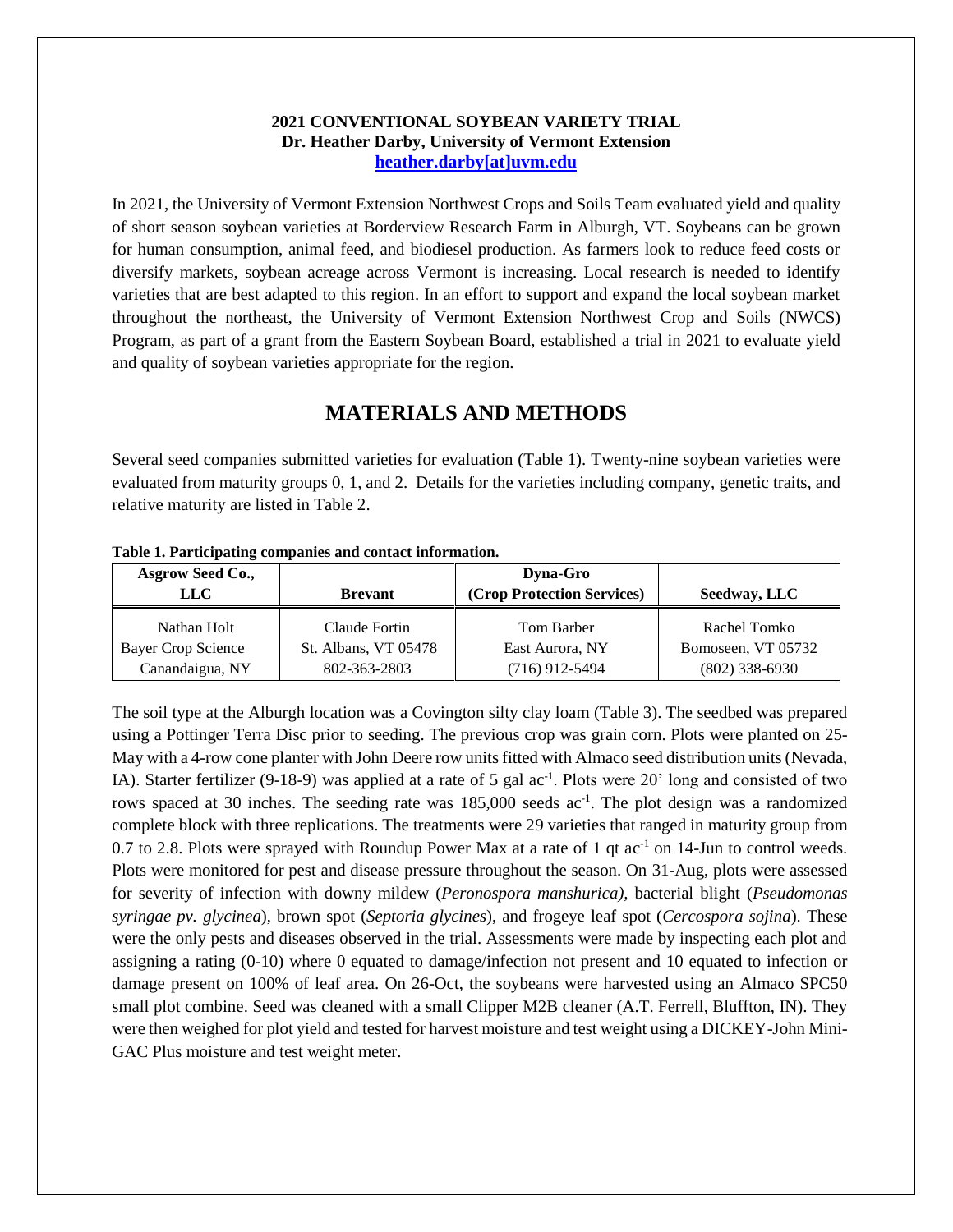**2021 CONVENTIONAL SOYBEAN VARIETY TRIAL**
**Dr. Heather Darby, University of Vermont Extension**
**[heather.darby[at]uvm.edu](mailto:heather.darby@uvm.edu)**

In 2021, the University of Vermont Extension Northwest Crops and Soils Team evaluated yield and quality of short season soybean varieties at Borderview Research Farm in Alburgh, VT. Soybeans can be grown for human consumption, animal feed, and biodiesel production. As farmers look to reduce feed costs or diversify markets, soybean acreage across Vermont is increasing. Local research is needed to identify varieties that are best adapted to this region. In an effort to support and expand the local soybean market throughout the northeast, the University of Vermont Extension Northwest Crop and Soils (NWCS) Program, as part of a grant from the Eastern Soybean Board, established a trial in 2021 to evaluate yield and quality of soybean varieties appropriate for the region.

# MATERIALS AND METHODS

Several seed companies submitted varieties for evaluation (Table 1). Twenty-nine soybean varieties were evaluated from maturity groups 0, 1, and 2. Details for the varieties including company, genetic traits, and relative maturity are listed in Table 2.

**Table 1. Participating companies and contact information.**

| Asgrow Seed Co., LLC | Brevant | Dyna-Gro (Crop Protection Services) | Seedway, LLC |
|---|---|---|---|
| Nathan Holt | Claude Fortin | Tom Barber | Rachel Tomko |
| Bayer Crop Science | St. Albans, VT 05478 | East Aurora, NY | Bomoseen, VT 05732 |
| Canandaigua, NY | 802-363-2803 | (716) 912-5494 | (802) 338-6930 |

The soil type at the Alburgh location was a Covington silty clay loam (Table 3). The seedbed was prepared using a Pottinger Terra Disc prior to seeding. The previous crop was grain corn. Plots were planted on 25-May with a 4-row cone planter with John Deere row units fitted with Almaco seed distribution units (Nevada, IA). Starter fertilizer (9-18-9) was applied at a rate of 5 gal $ac^{-1}$. Plots were 20' long and consisted of two rows spaced at 30 inches. The seeding rate was 185,000 seeds $ac^{-1}$. The plot design was a randomized complete block with three replications. The treatments were 29 varieties that ranged in maturity group from 0.7 to 2.8. Plots were sprayed with Roundup Power Max at a rate of 1 qt $ac^{-1}$ on 14-Jun to control weeds. Plots were monitored for pest and disease pressure throughout the season. On 31-Aug, plots were assessed for severity of infection with downy mildew (*Peronospora manshurica),* bacterial blight (*Pseudomonas syringae pv. glycinea*), brown spot (*Septoria glycines*), and frogeye leaf spot (*Cercospora sojina*). These were the only pests and diseases observed in the trial. Assessments were made by inspecting each plot and assigning a rating (0-10) where 0 equated to damage/infection not present and 10 equated to infection or damage present on 100% of leaf area. On 26-Oct, the soybeans were harvested using an Almaco SPC50 small plot combine. Seed was cleaned with a small Clipper M2B cleaner (A.T. Ferrell, Bluffton, IN). They were then weighed for plot yield and tested for harvest moisture and test weight using a DICKEY-John Mini-GAC Plus moisture and test weight meter.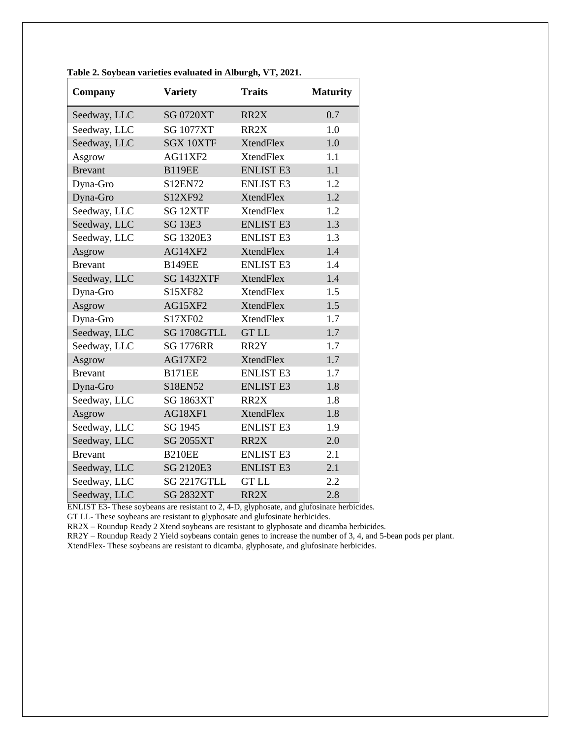**Table 2. Soybean varieties evaluated in Alburgh, VT, 2021.**

| Company | Variety | Traits | Maturity |
|---|---|---|---|
| Seedway, LLC | SG 0720XT | RR2X | 0.7 |
| Seedway, LLC | SG 1077XT | RR2X | 1.0 |
| Seedway, LLC | SGX 10XTF | XtendFlex | 1.0 |
| Asgrow | AG11XF2 | XtendFlex | 1.1 |
| Brevant | B119EE | ENLIST E3 | 1.1 |
| Dyna-Gro | S12EN72 | ENLIST E3 | 1.2 |
| Dyna-Gro | S12XF92 | XtendFlex | 1.2 |
| Seedway, LLC | SG 12XTF | XtendFlex | 1.2 |
| Seedway, LLC | SG 13E3 | ENLIST E3 | 1.3 |
| Seedway, LLC | SG 1320E3 | ENLIST E3 | 1.3 |
| Asgrow | AG14XF2 | XtendFlex | 1.4 |
| Brevant | B149EE | ENLIST E3 | 1.4 |
| Seedway, LLC | SG 1432XTF | XtendFlex | 1.4 |
| Dyna-Gro | S15XF82 | XtendFlex | 1.5 |
| Asgrow | AG15XF2 | XtendFlex | 1.5 |
| Dyna-Gro | S17XF02 | XtendFlex | 1.7 |
| Seedway, LLC | SG 1708GTLL | GT LL | 1.7 |
| Seedway, LLC | SG 1776RR | RR2Y | 1.7 |
| Asgrow | AG17XF2 | XtendFlex | 1.7 |
| Brevant | B171EE | ENLIST E3 | 1.7 |
| Dyna-Gro | S18EN52 | ENLIST E3 | 1.8 |
| Seedway, LLC | SG 1863XT | RR2X | 1.8 |
| Asgrow | AG18XF1 | XtendFlex | 1.8 |
| Seedway, LLC | SG 1945 | ENLIST E3 | 1.9 |
| Seedway, LLC | SG 2055XT | RR2X | 2.0 |
| Brevant | B210EE | ENLIST E3 | 2.1 |
| Seedway, LLC | SG 2120E3 | ENLIST E3 | 2.1 |
| Seedway, LLC | SG 2217GTLL | GT LL | 2.2 |
| Seedway, LLC | SG 2832XT | RR2X | 2.8 |

ENLIST E3- These soybeans are resistant to 2, 4-D, glyphosate, and glufosinate herbicides.
GT LL- These soybeans are resistant to glyphosate and glufosinate herbicides.
RR2X – Roundup Ready 2 Xtend soybeans are resistant to glyphosate and dicamba herbicides.
RR2Y – Roundup Ready 2 Yield soybeans contain genes to increase the number of 3, 4, and 5-bean pods per plant.
XtendFlex- These soybeans are resistant to dicamba, glyphosate, and glufosinate herbicides.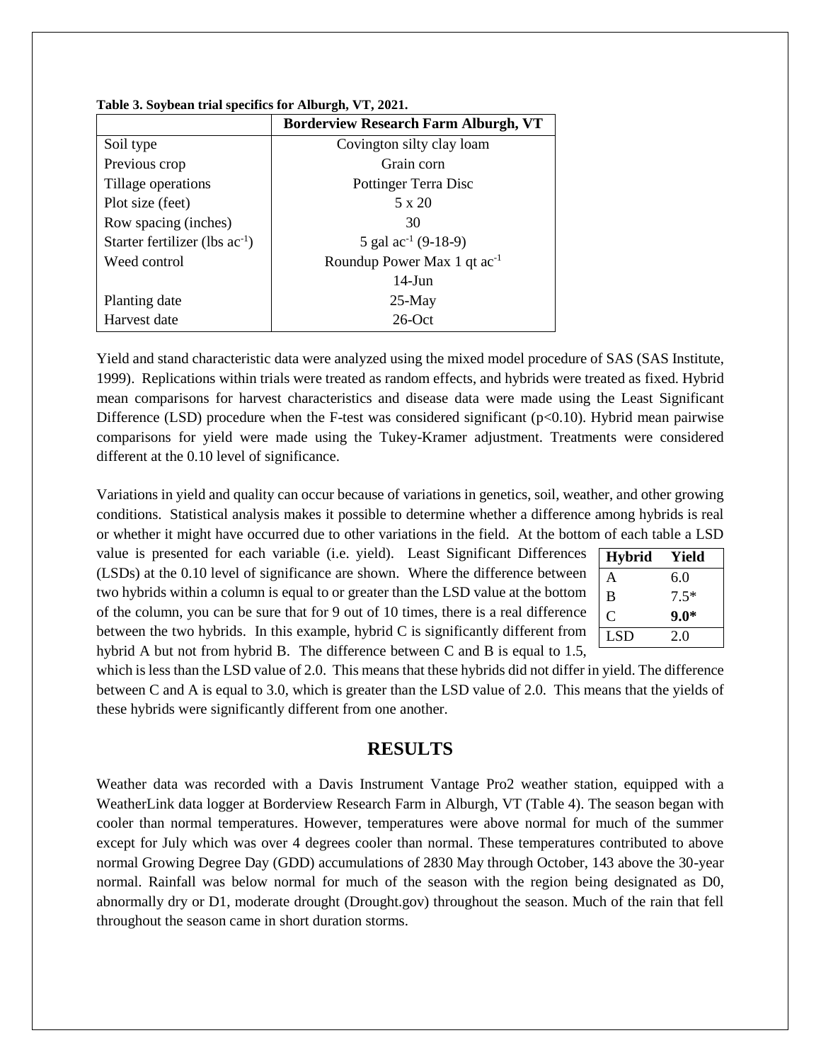**Table 3. Soybean trial specifics for Alburgh, VT, 2021.**

| | Borderview Research Farm Alburgh, VT |
|---|---|
| Soil type | Covington silty clay loam |
| Previous crop | Grain corn |
| Tillage operations | Pottinger Terra Disc |
| Plot size (feet) | 5 x 20 |
| Row spacing (inches) | 30 |
| Starter fertilizer (lbs $ac^{-1}$) | 5 gal $ac^{-1}$ (9-18-9) |
| Weed control | Roundup Power Max 1 qt $ac^{-1}$ |
| | 14-Jun |
| Planting date | 25-May |
| Harvest date | 26-Oct |

Yield and stand characteristic data were analyzed using the mixed model procedure of SAS (SAS Institute, 1999). Replications within trials were treated as random effects, and hybrids were treated as fixed. Hybrid mean comparisons for harvest characteristics and disease data were made using the Least Significant Difference (LSD) procedure when the F-test was considered significant ($p<0.10$). Hybrid mean pairwise comparisons for yield were made using the Tukey-Kramer adjustment. Treatments were considered different at the 0.10 level of significance.

Variations in yield and quality can occur because of variations in genetics, soil, weather, and other growing conditions. Statistical analysis makes it possible to determine whether a difference among hybrids is real or whether it might have occurred due to other variations in the field. At the bottom of each table a LSD value is presented for each variable (i.e. yield). Least Significant Differences (LSDs) at the 0.10 level of significance are shown. Where the difference between two hybrids within a column is equal to or greater than the LSD value at the bottom of the column, you can be sure that for 9 out of 10 times, there is a real difference between the two hybrids. In this example, hybrid C is significantly different from hybrid A but not from hybrid B. The difference between C and B is equal to 1.5, which is less than the LSD value of 2.0. This means that these hybrids did not differ in yield. The difference between C and A is equal to 3.0, which is greater than the LSD value of 2.0. This means that the yields of these hybrids were significantly different from one another.

| Hybrid | Yield |
|---|---|
| A | 6.0 |
| B | 7.5* |
| C | **9.0*** |
| LSD | 2.0 |

## RESULTS

Weather data was recorded with a Davis Instrument Vantage Pro2 weather station, equipped with a WeatherLink data logger at Borderview Research Farm in Alburgh, VT (Table 4). The season began with cooler than normal temperatures. However, temperatures were above normal for much of the summer except for July which was over 4 degrees cooler than normal. These temperatures contributed to above normal Growing Degree Day (GDD) accumulations of 2830 May through October, 143 above the 30-year normal. Rainfall was below normal for much of the season with the region being designated as D0, abnormally dry or D1, moderate drought (Drought.gov) throughout the season. Much of the rain that fell throughout the season came in short duration storms.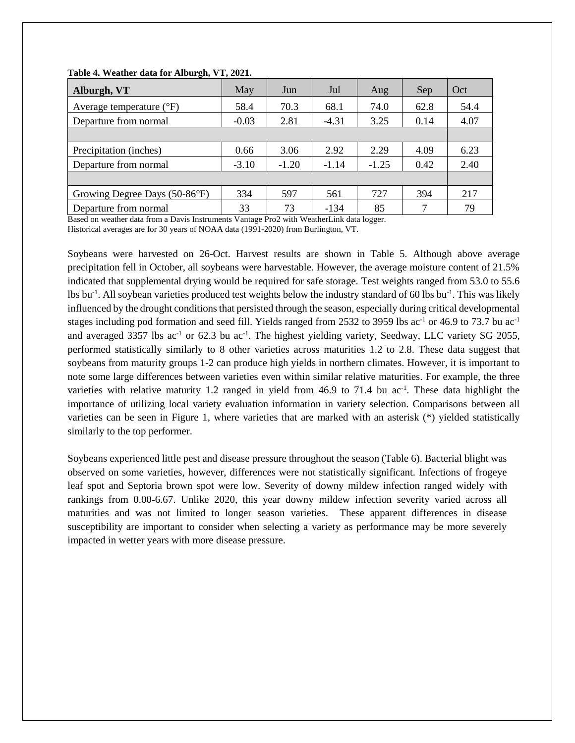**Table 4. Weather data for Alburgh, VT, 2021.**

| Alburgh, VT | May | Jun | Jul | Aug | Sep | Oct |
|---|---|---|---|---|---|---|
| Average temperature (°F) | 58.4 | 70.3 | 68.1 | 74.0 | 62.8 | 54.4 |
| Departure from normal | -0.03 | 2.81 | -4.31 | 3.25 | 0.14 | 4.07 |
| | | | | | | |
| Precipitation (inches) | 0.66 | 3.06 | 2.92 | 2.29 | 4.09 | 6.23 |
| Departure from normal | -3.10 | -1.20 | -1.14 | -1.25 | 0.42 | 2.40 |
| | | | | | | |
| Growing Degree Days (50-86°F) | 334 | 597 | 561 | 727 | 394 | 217 |
| Departure from normal | 33 | 73 | -134 | 85 | 7 | 79 |

Based on weather data from a Davis Instruments Vantage Pro2 with WeatherLink data logger.
Historical averages are for 30 years of NOAA data (1991-2020) from Burlington, VT.

Soybeans were harvested on 26-Oct. Harvest results are shown in Table 5. Although above average precipitation fell in October, all soybeans were harvestable. However, the average moisture content of 21.5% indicated that supplemental drying would be required for safe storage. Test weights ranged from 53.0 to 55.6 lbs $bu^{-1}$. All soybean varieties produced test weights below the industry standard of 60 lbs $bu^{-1}$. This was likely influenced by the drought conditions that persisted through the season, especially during critical developmental stages including pod formation and seed fill. Yields ranged from 2532 to 3959 lbs $ac^{-1}$ or 46.9 to 73.7 bu $ac^{-1}$ and averaged 3357 lbs $ac^{-1}$ or 62.3 bu $ac^{-1}$. The highest yielding variety, Seedway, LLC variety SG 2055, performed statistically similarly to 8 other varieties across maturities 1.2 to 2.8. These data suggest that soybeans from maturity groups 1-2 can produce high yields in northern climates. However, it is important to note some large differences between varieties even within similar relative maturities. For example, the three varieties with relative maturity 1.2 ranged in yield from 46.9 to 71.4 bu $ac^{-1}$. These data highlight the importance of utilizing local variety evaluation information in variety selection. Comparisons between all varieties can be seen in Figure 1, where varieties that are marked with an asterisk (*) yielded statistically similarly to the top performer.

Soybeans experienced little pest and disease pressure throughout the season (Table 6). Bacterial blight was observed on some varieties, however, differences were not statistically significant. Infections of frogeye leaf spot and Septoria brown spot were low. Severity of downy mildew infection ranged widely with rankings from 0.00-6.67. Unlike 2020, this year downy mildew infection severity varied across all maturities and was not limited to longer season varieties. These apparent differences in disease susceptibility are important to consider when selecting a variety as performance may be more severely impacted in wetter years with more disease pressure.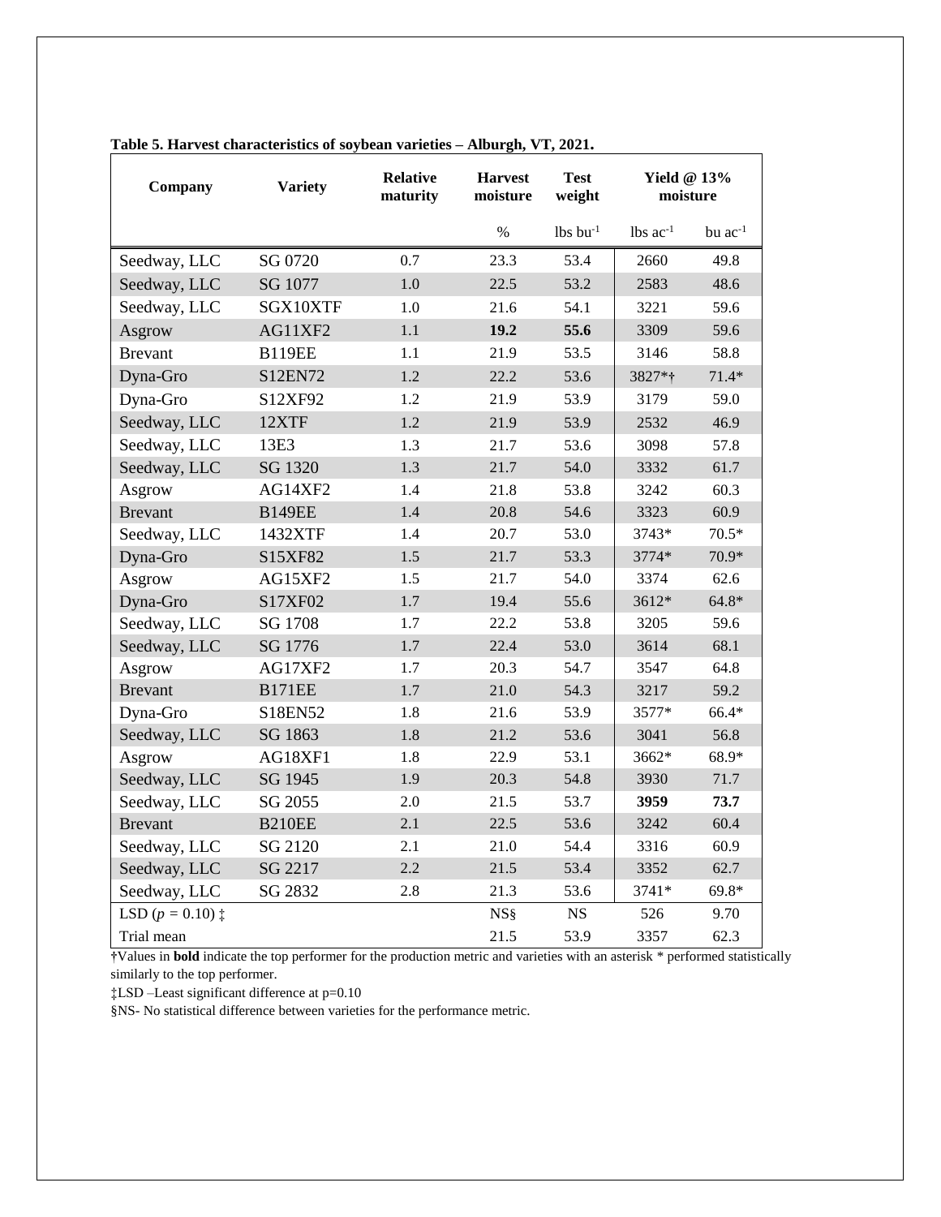**Table 5. Harvest characteristics of soybean varieties – Alburgh, VT, 2021.**

| Company | Variety | Relative maturity | Harvest moisture | Test weight | Yield @ 13% moisture | |
|---|---|---|---|---|---|---|
| | | | % | lbs bu$^{-1}$ | lbs ac$^{-1}$ | bu ac$^{-1}$ |
| Seedway, LLC | SG 0720 | 0.7 | 23.3 | 53.4 | 2660 | 49.8 |
| Seedway, LLC | SG 1077 | 1.0 | 22.5 | 53.2 | 2583 | 48.6 |
| Seedway, LLC | SGX10XTF | 1.0 | 21.6 | 54.1 | 3221 | 59.6 |
| Asgrow | AG11XF2 | 1.1 | **19.2** | **55.6** | 3309 | 59.6 |
| Brevant | B119EE | 1.1 | 21.9 | 53.5 | 3146 | 58.8 |
| Dyna-Gro | S12EN72 | 1.2 | 22.2 | 53.6 | 3827*† | 71.4* |
| Dyna-Gro | S12XF92 | 1.2 | 21.9 | 53.9 | 3179 | 59.0 |
| Seedway, LLC | 12XTF | 1.2 | 21.9 | 53.9 | 2532 | 46.9 |
| Seedway, LLC | 13E3 | 1.3 | 21.7 | 53.6 | 3098 | 57.8 |
| Seedway, LLC | SG 1320 | 1.3 | 21.7 | 54.0 | 3332 | 61.7 |
| Asgrow | AG14XF2 | 1.4 | 21.8 | 53.8 | 3242 | 60.3 |
| Brevant | B149EE | 1.4 | 20.8 | 54.6 | 3323 | 60.9 |
| Seedway, LLC | 1432XTF | 1.4 | 20.7 | 53.0 | 3743* | 70.5* |
| Dyna-Gro | S15XF82 | 1.5 | 21.7 | 53.3 | 3774* | 70.9* |
| Asgrow | AG15XF2 | 1.5 | 21.7 | 54.0 | 3374 | 62.6 |
| Dyna-Gro | S17XF02 | 1.7 | 19.4 | 55.6 | 3612* | 64.8* |
| Seedway, LLC | SG 1708 | 1.7 | 22.2 | 53.8 | 3205 | 59.6 |
| Seedway, LLC | SG 1776 | 1.7 | 22.4 | 53.0 | 3614 | 68.1 |
| Asgrow | AG17XF2 | 1.7 | 20.3 | 54.7 | 3547 | 64.8 |
| Brevant | B171EE | 1.7 | 21.0 | 54.3 | 3217 | 59.2 |
| Dyna-Gro | S18EN52 | 1.8 | 21.6 | 53.9 | 3577* | 66.4* |
| Seedway, LLC | SG 1863 | 1.8 | 21.2 | 53.6 | 3041 | 56.8 |
| Asgrow | AG18XF1 | 1.8 | 22.9 | 53.1 | 3662* | 68.9* |
| Seedway, LLC | SG 1945 | 1.9 | 20.3 | 54.8 | 3930 | 71.7 |
| Seedway, LLC | SG 2055 | 2.0 | 21.5 | 53.7 | **3959** | **73.7** |
| Brevant | B210EE | 2.1 | 22.5 | 53.6 | 3242 | 60.4 |
| Seedway, LLC | SG 2120 | 2.1 | 21.0 | 54.4 | 3316 | 60.9 |
| Seedway, LLC | SG 2217 | 2.2 | 21.5 | 53.4 | 3352 | 62.7 |
| Seedway, LLC | SG 2832 | 2.8 | 21.3 | 53.6 | 3741* | 69.8* |
| LSD ($p$ = 0.10) ‡ | | | NS§ | NS | 526 | 9.70 |
| Trial mean | | | 21.5 | 53.9 | 3357 | 62.3 |

†Values in **bold** indicate the top performer for the production metric and varieties with an asterisk * performed statistically similarly to the top performer.

‡LSD –Least significant difference at p=0.10

§NS- No statistical difference between varieties for the performance metric.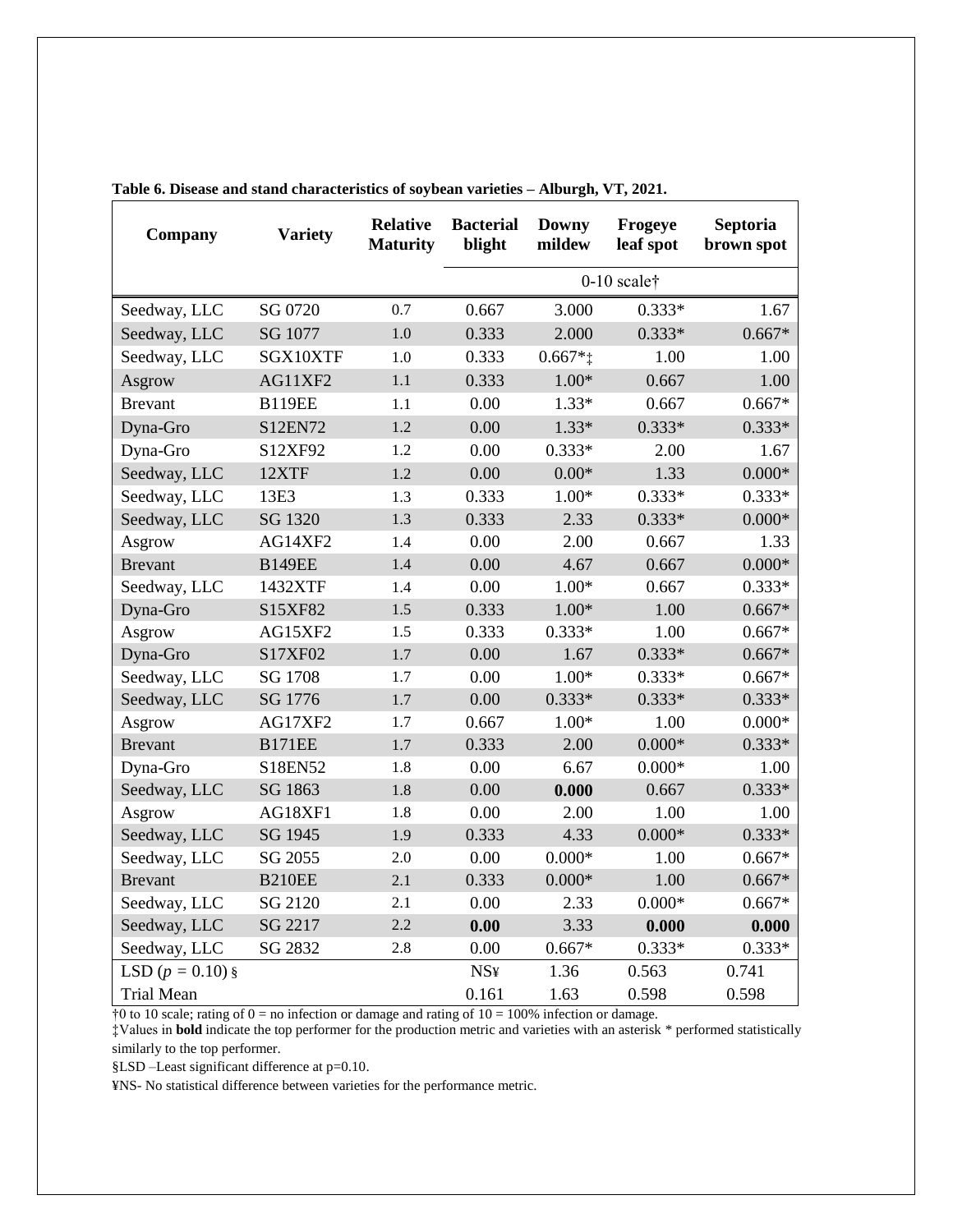**Table 6. Disease and stand characteristics of soybean varieties – Alburgh, VT, 2021.**

| Company | Variety | Relative Maturity | Bacterial blight | Downy mildew | Frogeye leaf spot | Septoria brown spot |
|---|---|---|---|---|---|---|
| | | | 0-10 scale† | | | |
| Seedway, LLC | SG 0720 | 0.7 | 0.667 | 3.000 | 0.333* | 1.67 |
| Seedway, LLC | SG 1077 | 1.0 | 0.333 | 2.000 | 0.333* | 0.667* |
| Seedway, LLC | SGX10XTF | 1.0 | 0.333 | 0.667*‡ | 1.00 | 1.00 |
| Asgrow | AG11XF2 | 1.1 | 0.333 | 1.00* | 0.667 | 1.00 |
| Brevant | B119EE | 1.1 | 0.00 | 1.33* | 0.667 | 0.667* |
| Dyna-Gro | S12EN72 | 1.2 | 0.00 | 1.33* | 0.333* | 0.333* |
| Dyna-Gro | S12XF92 | 1.2 | 0.00 | 0.333* | 2.00 | 1.67 |
| Seedway, LLC | 12XTF | 1.2 | 0.00 | 0.00* | 1.33 | 0.000* |
| Seedway, LLC | 13E3 | 1.3 | 0.333 | 1.00* | 0.333* | 0.333* |
| Seedway, LLC | SG 1320 | 1.3 | 0.333 | 2.33 | 0.333* | 0.000* |
| Asgrow | AG14XF2 | 1.4 | 0.00 | 2.00 | 0.667 | 1.33 |
| Brevant | B149EE | 1.4 | 0.00 | 4.67 | 0.667 | 0.000* |
| Seedway, LLC | 1432XTF | 1.4 | 0.00 | 1.00* | 0.667 | 0.333* |
| Dyna-Gro | S15XF82 | 1.5 | 0.333 | 1.00* | 1.00 | 0.667* |
| Asgrow | AG15XF2 | 1.5 | 0.333 | 0.333* | 1.00 | 0.667* |
| Dyna-Gro | S17XF02 | 1.7 | 0.00 | 1.67 | 0.333* | 0.667* |
| Seedway, LLC | SG 1708 | 1.7 | 0.00 | 1.00* | 0.333* | 0.667* |
| Seedway, LLC | SG 1776 | 1.7 | 0.00 | 0.333* | 0.333* | 0.333* |
| Asgrow | AG17XF2 | 1.7 | 0.667 | 1.00* | 1.00 | 0.000* |
| Brevant | B171EE | 1.7 | 0.333 | 2.00 | 0.000* | 0.333* |
| Dyna-Gro | S18EN52 | 1.8 | 0.00 | 6.67 | 0.000* | 1.00 |
| Seedway, LLC | SG 1863 | 1.8 | 0.00 | **0.000** | 0.667 | 0.333* |
| Asgrow | AG18XF1 | 1.8 | 0.00 | 2.00 | 1.00 | 1.00 |
| Seedway, LLC | SG 1945 | 1.9 | 0.333 | 4.33 | 0.000* | 0.333* |
| Seedway, LLC | SG 2055 | 2.0 | 0.00 | 0.000* | 1.00 | 0.667* |
| Brevant | B210EE | 2.1 | 0.333 | 0.000* | 1.00 | 0.667* |
| Seedway, LLC | SG 2120 | 2.1 | 0.00 | 2.33 | 0.000* | 0.667* |
| Seedway, LLC | SG 2217 | 2.2 | **0.00** | 3.33 | **0.000** | **0.000** |
| Seedway, LLC | SG 2832 | 2.8 | 0.00 | 0.667* | 0.333* | 0.333* |
| LSD ($p$ = 0.10) § | | | NS¥ | 1.36 | 0.563 | 0.741 |
| Trial Mean | | | 0.161 | 1.63 | 0.598 | 0.598 |

†0 to 10 scale; rating of 0 = no infection or damage and rating of 10 = 100% infection or damage.

‡Values in **bold** indicate the top performer for the production metric and varieties with an asterisk * performed statistically similarly to the top performer.

§LSD –Least significant difference at p=0.10.

¥NS- No statistical difference between varieties for the performance metric.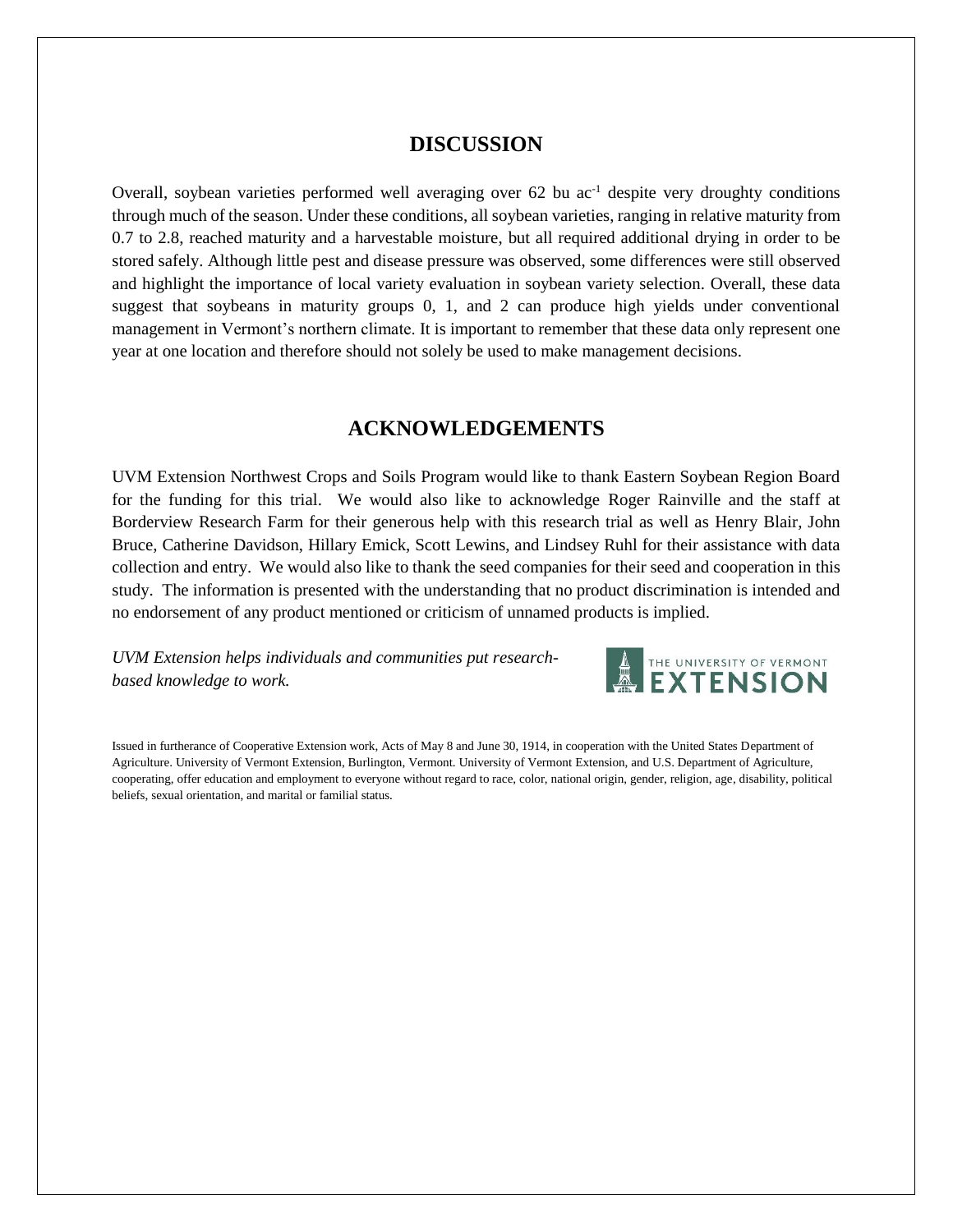## DISCUSSION

Overall, soybean varieties performed well averaging over 62 bu $ac^{-1}$ despite very droughty conditions through much of the season. Under these conditions, all soybean varieties, ranging in relative maturity from 0.7 to 2.8, reached maturity and a harvestable moisture, but all required additional drying in order to be stored safely. Although little pest and disease pressure was observed, some differences were still observed and highlight the importance of local variety evaluation in soybean variety selection. Overall, these data suggest that soybeans in maturity groups 0, 1, and 2 can produce high yields under conventional management in Vermont's northern climate. It is important to remember that these data only represent one year at one location and therefore should not solely be used to make management decisions.

## ACKNOWLEDGEMENTS

UVM Extension Northwest Crops and Soils Program would like to thank Eastern Soybean Region Board for the funding for this trial. We would also like to acknowledge Roger Rainville and the staff at Borderview Research Farm for their generous help with this research trial as well as Henry Blair, John Bruce, Catherine Davidson, Hillary Emick, Scott Lewins, and Lindsey Ruhl for their assistance with data collection and entry. We would also like to thank the seed companies for their seed and cooperation in this study. The information is presented with the understanding that no product discrimination is intended and no endorsement of any product mentioned or criticism of unnamed products is implied.

*UVM Extension helps individuals and communities put research-based knowledge to work.*

THE UNIVERSITY OF VERMONT EXTENSION

Issued in furtherance of Cooperative Extension work, Acts of May 8 and June 30, 1914, in cooperation with the United States Department of Agriculture. University of Vermont Extension, Burlington, Vermont. University of Vermont Extension, and U.S. Department of Agriculture, cooperating, offer education and employment to everyone without regard to race, color, national origin, gender, religion, age, disability, political beliefs, sexual orientation, and marital or familial status.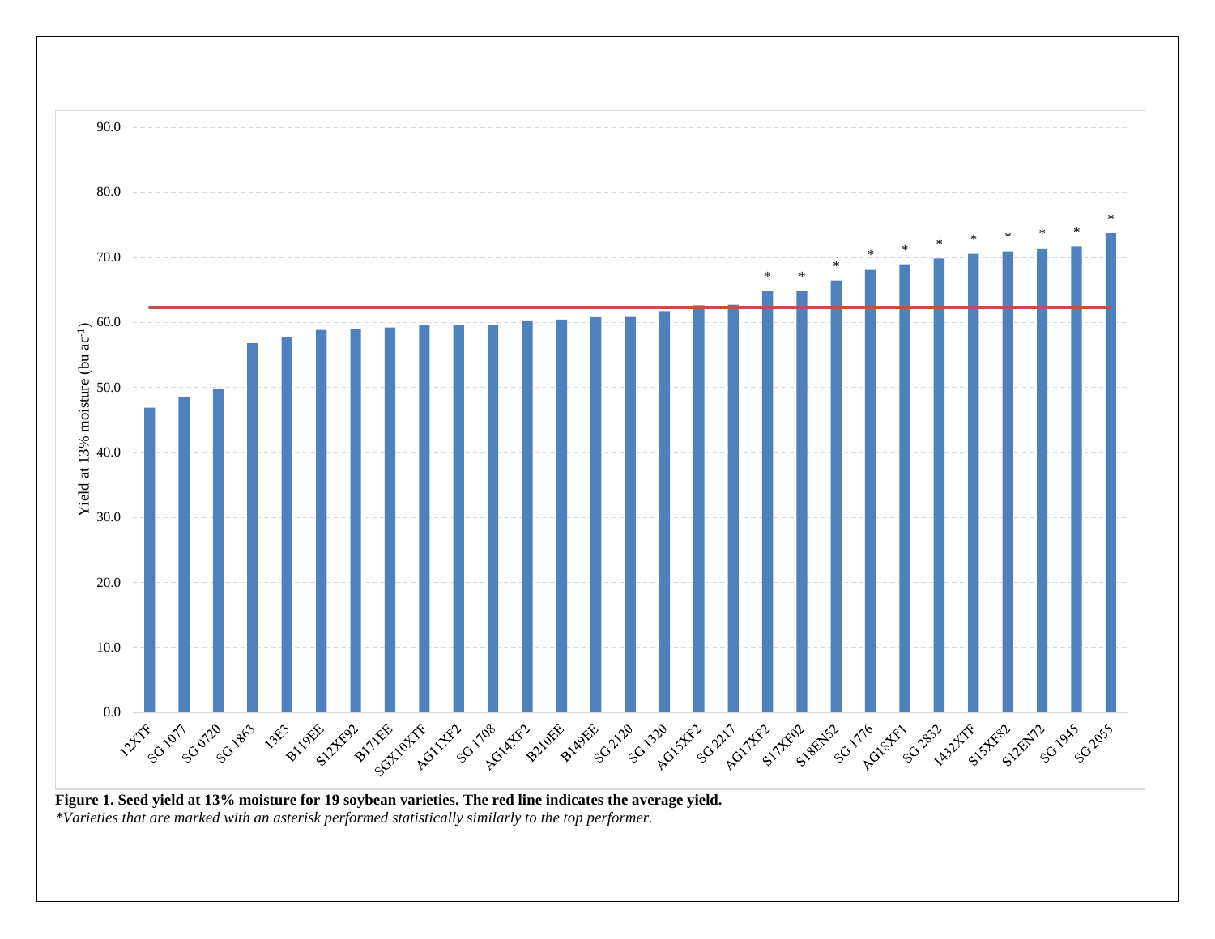90.0
80.0
70.0
60.0
50.0
40.0
30.0
20.0
10.0
0.0

Yield at 13% moisture (bu ac$^{-1}$)

12XTF
SG 1077
SG 0720
SG 1863
13E3
B119EE
S12XF92
B171EE
SGX10XTF
AG11XF2
SG 1708
AG14XF2
B210EE
B149EE
SG 2120
SG 1320
AG15XF2
SG 2217
AG17XF2
S17XF02
S18EN52
SG 1776
AG18XF1
SG 2832
1432XTF
S15XF82
S12EN72
SG 1945
SG 2055

**Figure 1. Seed yield at 13% moisture for 19 soybean varieties. The red line indicates the average yield.**

*\*Varieties that are marked with an asterisk performed statistically similarly to the top performer.*